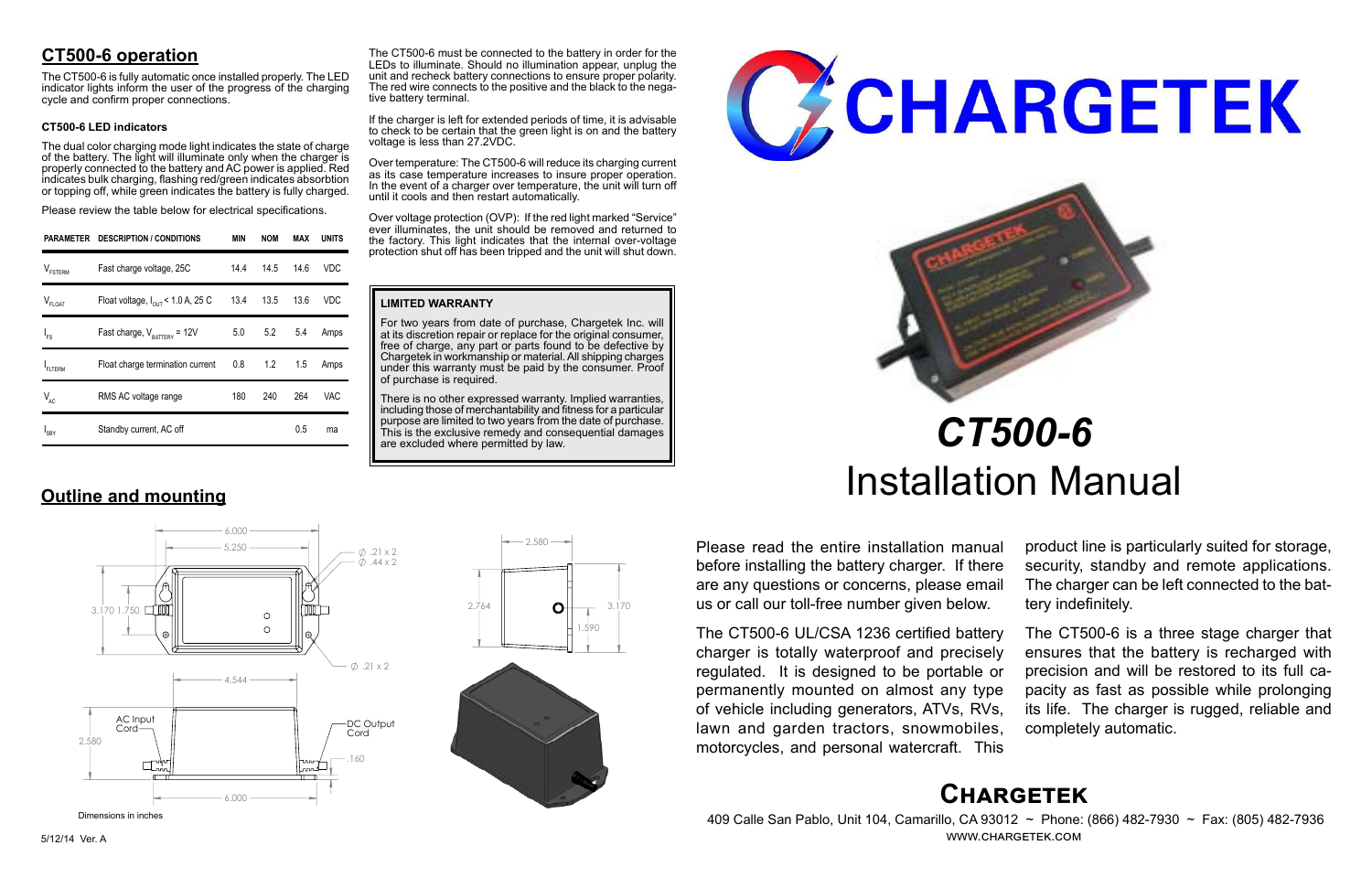## CT500-6 operation

The CT500-6 is fully automatic once installed properly. The LED indicator lights inform the user of the progress of the charging cycle and confirm proper connections.

### CT500-6 LED indicators

The dual color charging mode light indicates the state of charge of the battery. The light will illuminate only when the charger is properly connected to the battery and AC power is applied. Red indicates bulk charging, flashing red/green indicates absorbtion or topping off, while green indicates the battery is fully charged.

Please review the table below for electrical specifications.

| PARAMETER | DESCRIPTION / CONDITIONS | MIN | NOM | MAX | UNITS |
|---|---|---|---|---|---|
| $V_{FSTERM}$ | Fast charge voltage, 25C | 14.4 | 14.5 | 14.6 | VDC |
| $V_{FLOAT}$ | Float voltage, $I_{OUT}$ < 1.0 A, 25 C | 13.4 | 13.5 | 13.6 | VDC |
| $I_{FS}$ | Fast charge, $V_{BATTERY}$ = 12V | 5.0 | 5.2 | 5.4 | Amps |
| $I_{FLTERM}$ | Float charge termination current | 0.8 | 1.2 | 1.5 | Amps |
| $V_{AC}$ | RMS AC voltage range | 180 | 240 | 264 | VAC |
| $I_{SBY}$ | Standby current, AC off | | | 0.5 | ma |

The CT500-6 must be connected to the battery in order for the LEDs to illuminate. Should no illumination appear, unplug the unit and recheck battery connections to ensure proper polarity. The red wire connects to the positive and the black to the negative battery terminal.

If the charger is left for extended periods of time, it is advisable to check to be certain that the green light is on and the battery voltage is less than 27.2VDC.

Over temperature: The CT500-6 will reduce its charging current as its case temperature increases to insure proper operation. In the event of a charger over temperature, the unit will turn off until it cools and then restart automatically.

Over voltage protection (OVP): If the red light marked "Service" ever illuminates, the unit should be removed and returned to the factory. This light indicates that the internal over-voltage protection shut off has been tripped and the unit will shut down.

**LIMITED WARRANTY**

For two years from date of purchase, Chargetek Inc. will at its discretion repair or replace for the original consumer, free of charge, any part or parts found to be defective by Chargetek in workmanship or material. All shipping charges under this warranty must be paid by the consumer. Proof of purchase is required.

There is no other expressed warranty. Implied warranties, including those of merchantability and fitness for a particular purpose are limited to two years from the date of purchase. This is the exclusive remedy and consequential damages are excluded where permitted by law.

## Outline and mounting

6.000, 5.250, Ø .21 x 2, Ø .44 x 2, 3.170, 1.750, Ø .21 x 2, 4.544, AC Input Cord, DC Output Cord, 2.580, .160, 6.000, 2.580, 2.764, 3.170, 1.590

Dimensions in inches

5/12/14 Ver. A

# CHARGETEK

# *CT500-6*
# Installation Manual

Please read the entire installation manual before installing the battery charger. If there are any questions or concerns, please email us or call our toll-free number given below.

The CT500-6 UL/CSA 1236 certified battery charger is totally waterproof and precisely regulated. It is designed to be portable or permanently mounted on almost any type of vehicle including generators, ATVs, RVs, lawn and garden tractors, snowmobiles, motorcycles, and personal watercraft. This product line is particularly suited for storage, security, standby and remote applications. The charger can be left connected to the battery indefinitely.

The CT500-6 is a three stage charger that ensures that the battery is recharged with precision and will be restored to its full capacity as fast as possible while prolonging its life. The charger is rugged, reliable and completely automatic.

## Chargetek

409 Calle San Pablo, Unit 104, Camarillo, CA 93012 ~ Phone: (866) 482-7930 ~ Fax: (805) 482-7936
WWW.CHARGETEK.COM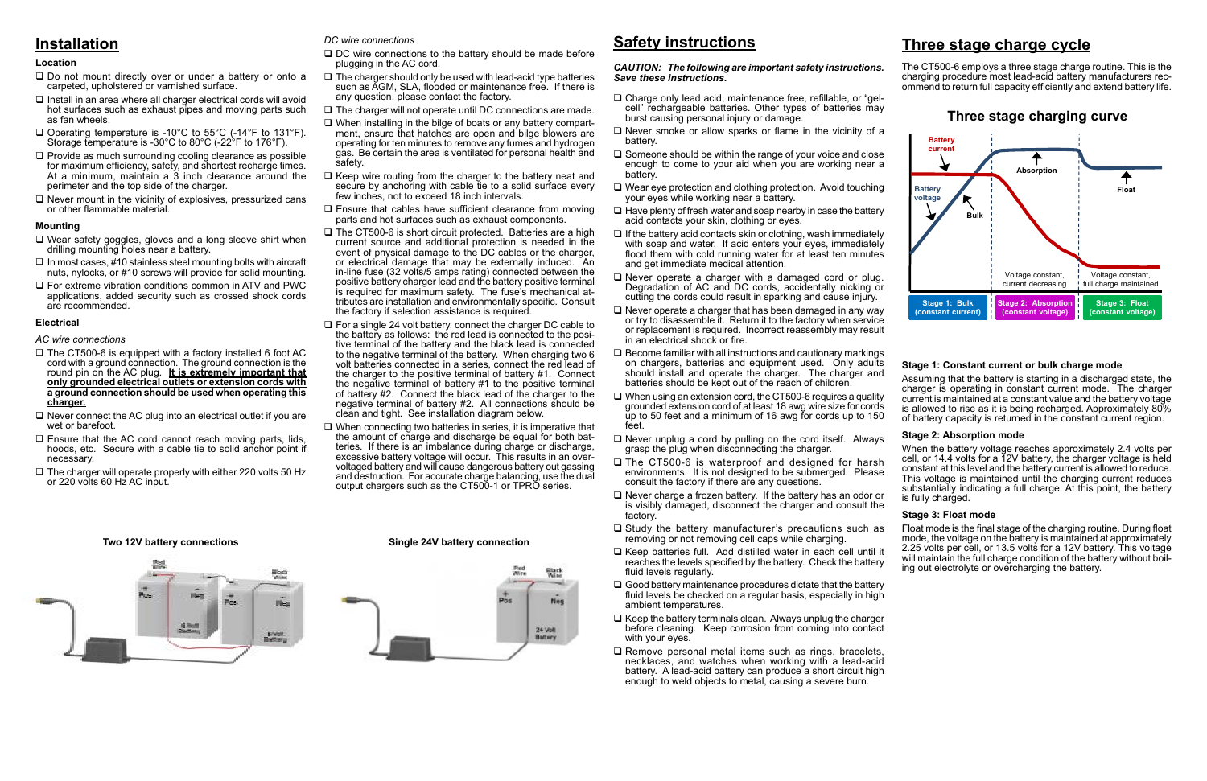## Installation

### Location

- ❑ Do not mount directly over or under a battery or onto a carpeted, upholstered or varnished surface.
- ❑ Install in an area where all charger electrical cords will avoid hot surfaces such as exhaust pipes and moving parts such as fan wheels.
- ❑ Operating temperature is -10°C to 55°C (-14°F to 131°F). Storage temperature is -30°C to 80°C (-22°F to 176°F).
- ❑ Provide as much surrounding cooling clearance as possible for maximum efficiency, safety, and shortest recharge times. At a minimum, maintain a 3 inch clearance around the perimeter and the top side of the charger.
- ❑ Never mount in the vicinity of explosives, pressurized cans or other flammable material.

### Mounting

- ❑ Wear safety goggles, gloves and a long sleeve shirt when drilling mounting holes near a battery.
- ❑ In most cases, #10 stainless steel mounting bolts with aircraft nuts, nylocks, or #10 screws will provide for solid mounting.
- ❑ For extreme vibration conditions common in ATV and PWC applications, added security such as crossed shock cords are recommended.

### Electrical

*AC wire connections*

- ❑ The CT500-6 is equipped with a factory installed 6 foot AC cord with a ground connection. The ground connection is the round pin on the AC plug. **It is extremely important that only grounded electrical outlets or extension cords with a ground connection should be used when operating this charger.**
- ❑ Never connect the AC plug into an electrical outlet if you are wet or barefoot.
- ❑ Ensure that the AC cord cannot reach moving parts, lids, hoods, etc. Secure with a cable tie to solid anchor point if necessary.
- ❑ The charger will operate properly with either 220 volts 50 Hz or 220 volts 60 Hz AC input.

*DC wire connections*

- ❑ DC wire connections to the battery should be made before plugging in the AC cord.
- ❑ The charger should only be used with lead-acid type batteries such as AGM, SLA, flooded or maintenance free. If there is any question, please contact the factory.
- ❑ The charger will not operate until DC connections are made.
- ❑ When installing in the bilge of boats or any battery compartment, ensure that hatches are open and bilge blowers are operating for ten minutes to remove any fumes and hydrogen gas. Be certain the area is ventilated for personal health and safety.
- ❑ Keep wire routing from the charger to the battery neat and secure by anchoring with cable tie to a solid surface every few inches, not to exceed 18 inch intervals.
- ❑ Ensure that cables have sufficient clearance from moving parts and hot surfaces such as exhaust components.
- ❑ The CT500-6 is short circuit protected. Batteries are a high current source and additional protection is needed in the event of physical damage to the DC cables or the charger, or electrical damage that may be externally induced. An in-line fuse (32 volts/5 amps rating) connected between the positive battery charger lead and the battery positive terminal is required for maximum safety. The fuse's mechanical attributes are installation and environmentally specific. Consult the factory if selection assistance is required.
- ❑ For a single 24 volt battery, connect the charger DC cable to the battery as follows: the red lead is connected to the positive terminal of the battery and the black lead is connected to the negative terminal of the battery. When charging two 6 volt batteries connected in a series, connect the red lead of the charger to the positive terminal of battery #1. Connect the negative terminal of battery #1 to the positive terminal of battery #2. Connect the black lead of the charger to the negative terminal of battery #2. All connections should be clean and tight. See installation diagram below.
- ❑ When connecting two batteries in series, it is imperative that the amount of charge and discharge be equal for both batteries. If there is an imbalance during charge or discharge, excessive battery voltage will occur. This results in an overvoltaged battery and will cause dangerous battery out gassing and destruction. For accurate charge balancing, use the dual output chargers such as the CT500-1 or TPRO series.

**Two 12V battery connections**

Red Wire
Black Wire
Pos
Neg
Pos
Neg
6 Volt Battery
6 Volt Battery

**Single 24V battery connection**

Red Wire
Black Wire
Pos
Neg
24 Volt Battery

## Safety instructions

***CAUTION: The following are important safety instructions. Save these instructions.***

- ❑ Charge only lead acid, maintenance free, refillable, or "gel-cell" rechargeable batteries. Other types of batteries may burst causing personal injury or damage.
- ❑ Never smoke or allow sparks or flame in the vicinity of a battery.
- ❑ Someone should be within the range of your voice and close enough to come to your aid when you are working near a battery.
- ❑ Wear eye protection and clothing protection. Avoid touching your eyes while working near a battery.
- ❑ Have plenty of fresh water and soap nearby in case the battery acid contacts your skin, clothing or eyes.
- ❑ If the battery acid contacts skin or clothing, wash immediately with soap and water. If acid enters your eyes, immediately flood them with cold running water for at least ten minutes and get immediate medical attention.
- ❑ Never operate a charger with a damaged cord or plug. Degradation of AC and DC cords, accidentally nicking or cutting the cords could result in sparking and cause injury.
- ❑ Never operate a charger that has been damaged in any way or try to disassemble it. Return it to the factory when service or replacement is required. Incorrect reassembly may result in an electrical shock or fire.
- ❑ Become familiar with all instructions and cautionary markings on chargers, batteries and equipment used. Only adults should install and operate the charger. The charger and batteries should be kept out of the reach of children.
- ❑ When using an extension cord, the CT500-6 requires a quality grounded extension cord of at least 18 awg wire size for cords up to 50 feet and a minimum of 16 awg for cords up to 150 feet.
- ❑ Never unplug a cord by pulling on the cord itself. Always grasp the plug when disconnecting the charger.
- ❑ The CT500-6 is waterproof and designed for harsh environments. It is not designed to be submerged. Please consult the factory if there are any questions.
- ❑ Never charge a frozen battery. If the battery has an odor or is visibly damaged, disconnect the charger and consult the factory.
- ❑ Study the battery manufacturer's precautions such as removing or not removing cell caps while charging.
- ❑ Keep batteries full. Add distilled water in each cell until it reaches the levels specified by the battery. Check the battery fluid levels regularly.
- ❑ Good battery maintenance procedures dictate that the battery fluid levels be checked on a regular basis, especially in high ambient temperatures.
- ❑ Keep the battery terminals clean. Always unplug the charger before cleaning. Keep corrosion from coming into contact with your eyes.
- ❑ Remove personal metal items such as rings, bracelets, necklaces, and watches when working with a lead-acid battery. A lead-acid battery can produce a short circuit high enough to weld objects to metal, causing a severe burn.

## Three stage charge cycle

The CT500-6 employs a three stage charge routine. This is the charging procedure most lead-acid battery manufacturers recommend to return full capacity efficiently and extend battery life.

### Three stage charging curve

Battery current
Battery voltage
Bulk
Absorption
Float
Voltage constant, current decreasing
Voltage constant, full charge maintained
Stage 1: Bulk (constant current)
Stage 2: Absorption (constant voltage)
Stage 3: Float (constant voltage)

#### Stage 1: Constant current or bulk charge mode

Assuming that the battery is starting in a discharged state, the charger is operating in constant current mode. The charger current is maintained at a constant value and the battery voltage is allowed to rise as it is being recharged. Approximately 80% of battery capacity is returned in the constant current region.

#### Stage 2: Absorption mode

When the battery voltage reaches approximately 2.4 volts per cell, or 14.4 volts for a 12V battery, the charger voltage is held constant at this level and the battery current is allowed to reduce. This voltage is maintained until the charging current reduces substantially indicating a full charge. At this point, the battery is fully charged.

#### Stage 3: Float mode

Float mode is the final stage of the charging routine. During float mode, the voltage on the battery is maintained at approximately 2.25 volts per cell, or 13.5 volts for a 12V battery. This voltage will maintain the full charge condition of the battery without boiling out electrolyte or overcharging the battery.